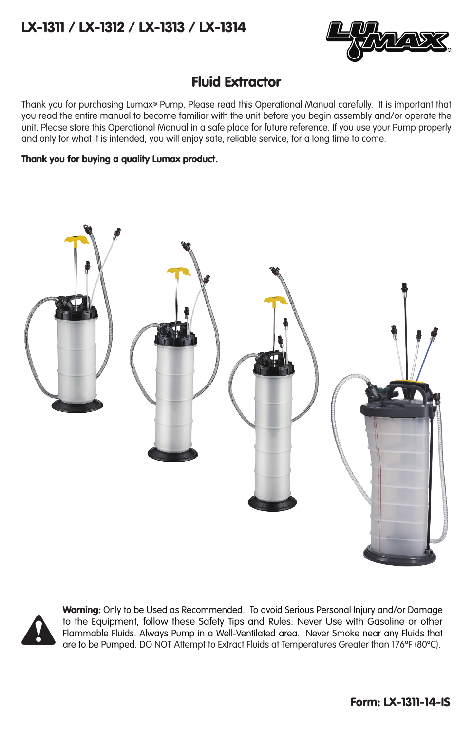# LX-1311 / LX-1312 / LX-1313 / LX-1314

## Fluid Extractor

Thank you for purchasing Lumax® Pump. Please read this Operational Manual carefully. It is important that you read the entire manual to become familiar with the unit before you begin assembly and/or operate the unit. Please store this Operational Manual in a safe place for future reference. If you use your Pump properly and only for what it is intended, you will enjoy safe, reliable service, for a long time to come.

**Thank you for buying a quality Lumax product.**

**Warning:** Only to be Used as Recommended. To avoid Serious Personal Injury and/or Damage to the Equipment, follow these Safety Tips and Rules: Never Use with Gasoline or other Flammable Fluids. Always Pump in a Well-Ventilated area. Never Smoke near any Fluids that are to be Pumped. DO NOT Attempt to Extract Fluids at Temperatures Greater than 176°F (80°C).

**Form: LX-1311-14-IS**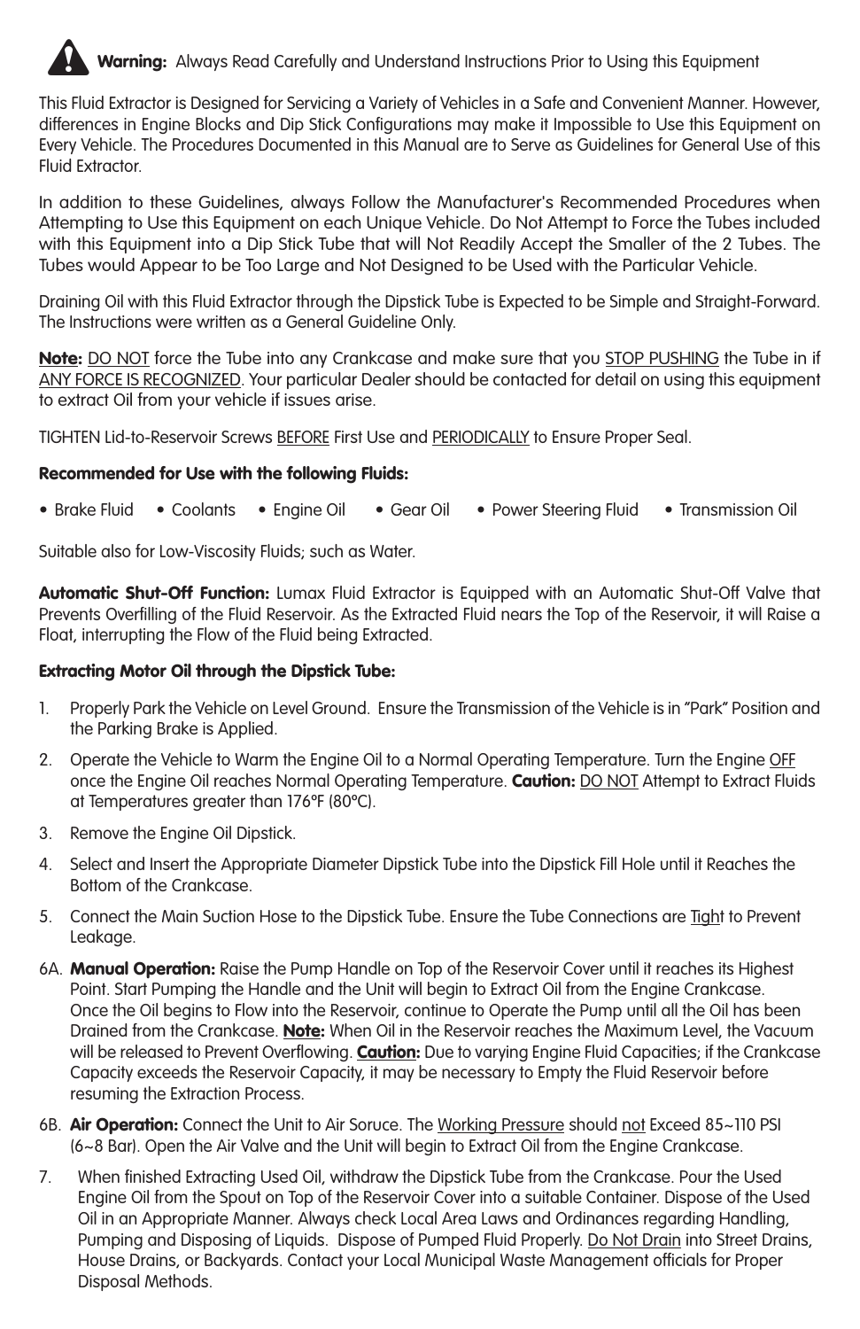**Warning:** Always Read Carefully and Understand Instructions Prior to Using this Equipment

This Fluid Extractor is Designed for Servicing a Variety of Vehicles in a Safe and Convenient Manner. However, differences in Engine Blocks and Dip Stick Configurations may make it Impossible to Use this Equipment on Every Vehicle. The Procedures Documented in this Manual are to Serve as Guidelines for General Use of this Fluid Extractor.

In addition to these Guidelines, always Follow the Manufacturer's Recommended Procedures when Attempting to Use this Equipment on each Unique Vehicle. Do Not Attempt to Force the Tubes included with this Equipment into a Dip Stick Tube that will Not Readily Accept the Smaller of the 2 Tubes. The Tubes would Appear to be Too Large and Not Designed to be Used with the Particular Vehicle.

Draining Oil with this Fluid Extractor through the Dipstick Tube is Expected to be Simple and Straight-Forward. The Instructions were written as a General Guideline Only.

**Note:** DO NOT force the Tube into any Crankcase and make sure that you STOP PUSHING the Tube in if ANY FORCE IS RECOGNIZED. Your particular Dealer should be contacted for detail on using this equipment to extract Oil from your vehicle if issues arise.

TIGHTEN Lid-to-Reservoir Screws BEFORE First Use and PERIODICALLY to Ensure Proper Seal.

**Recommended for Use with the following Fluids:**

- Brake Fluid
- Coolants
- Engine Oil
- Gear Oil
- Power Steering Fluid
- Transmission Oil

Suitable also for Low-Viscosity Fluids; such as Water.

**Automatic Shut-Off Function:** Lumax Fluid Extractor is Equipped with an Automatic Shut-Off Valve that Prevents Overfilling of the Fluid Reservoir. As the Extracted Fluid nears the Top of the Reservoir, it will Raise a Float, interrupting the Flow of the Fluid being Extracted.

**Extracting Motor Oil through the Dipstick Tube:**

1. Properly Park the Vehicle on Level Ground. Ensure the Transmission of the Vehicle is in "Park" Position and the Parking Brake is Applied.
2. Operate the Vehicle to Warm the Engine Oil to a Normal Operating Temperature. Turn the Engine OFF once the Engine Oil reaches Normal Operating Temperature. **Caution:** DO NOT Attempt to Extract Fluids at Temperatures greater than 176°F (80°C).
3. Remove the Engine Oil Dipstick.
4. Select and Insert the Appropriate Diameter Dipstick Tube into the Dipstick Fill Hole until it Reaches the Bottom of the Crankcase.
5. Connect the Main Suction Hose to the Dipstick Tube. Ensure the Tube Connections are Tight to Prevent Leakage.

6A. **Manual Operation:** Raise the Pump Handle on Top of the Reservoir Cover until it reaches its Highest Point. Start Pumping the Handle and the Unit will begin to Extract Oil from the Engine Crankcase. Once the Oil begins to Flow into the Reservoir, continue to Operate the Pump until all the Oil has been Drained from the Crankcase. **Note:** When Oil in the Reservoir reaches the Maximum Level, the Vacuum will be released to Prevent Overflowing. **Caution:** Due to varying Engine Fluid Capacities; if the Crankcase Capacity exceeds the Reservoir Capacity, it may be necessary to Empty the Fluid Reservoir before resuming the Extraction Process.

6B. **Air Operation:** Connect the Unit to Air Soruce. The Working Pressure should not Exceed 85~110 PSI (6~8 Bar). Open the Air Valve and the Unit will begin to Extract Oil from the Engine Crankcase.

7. When finished Extracting Used Oil, withdraw the Dipstick Tube from the Crankcase. Pour the Used Engine Oil from the Spout on Top of the Reservoir Cover into a suitable Container. Dispose of the Used Oil in an Appropriate Manner. Always check Local Area Laws and Ordinances regarding Handling, Pumping and Disposing of Liquids. Dispose of Pumped Fluid Properly. Do Not Drain into Street Drains, House Drains, or Backyards. Contact your Local Municipal Waste Management officials for Proper Disposal Methods.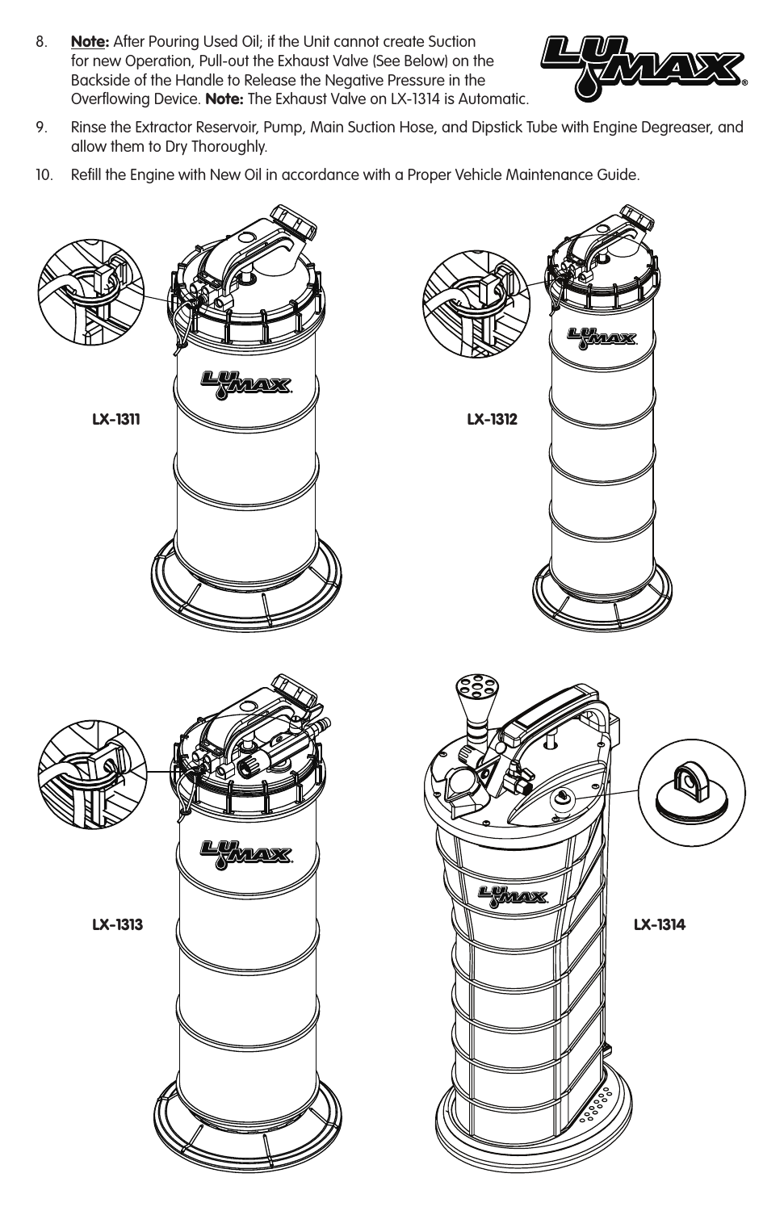8. **Note:** After Pouring Used Oil; if the Unit cannot create Suction for new Operation, Pull-out the Exhaust Valve (See Below) on the Backside of the Handle to Release the Negative Pressure in the Overflowing Device. **Note:** The Exhaust Valve on LX-1314 is Automatic.
9. Rinse the Extractor Reservoir, Pump, Main Suction Hose, and Dipstick Tube with Engine Degreaser, and allow them to Dry Thoroughly.
10. Refill the Engine with New Oil in accordance with a Proper Vehicle Maintenance Guide.

LX-1311

LX-1312

LX-1313

LX-1314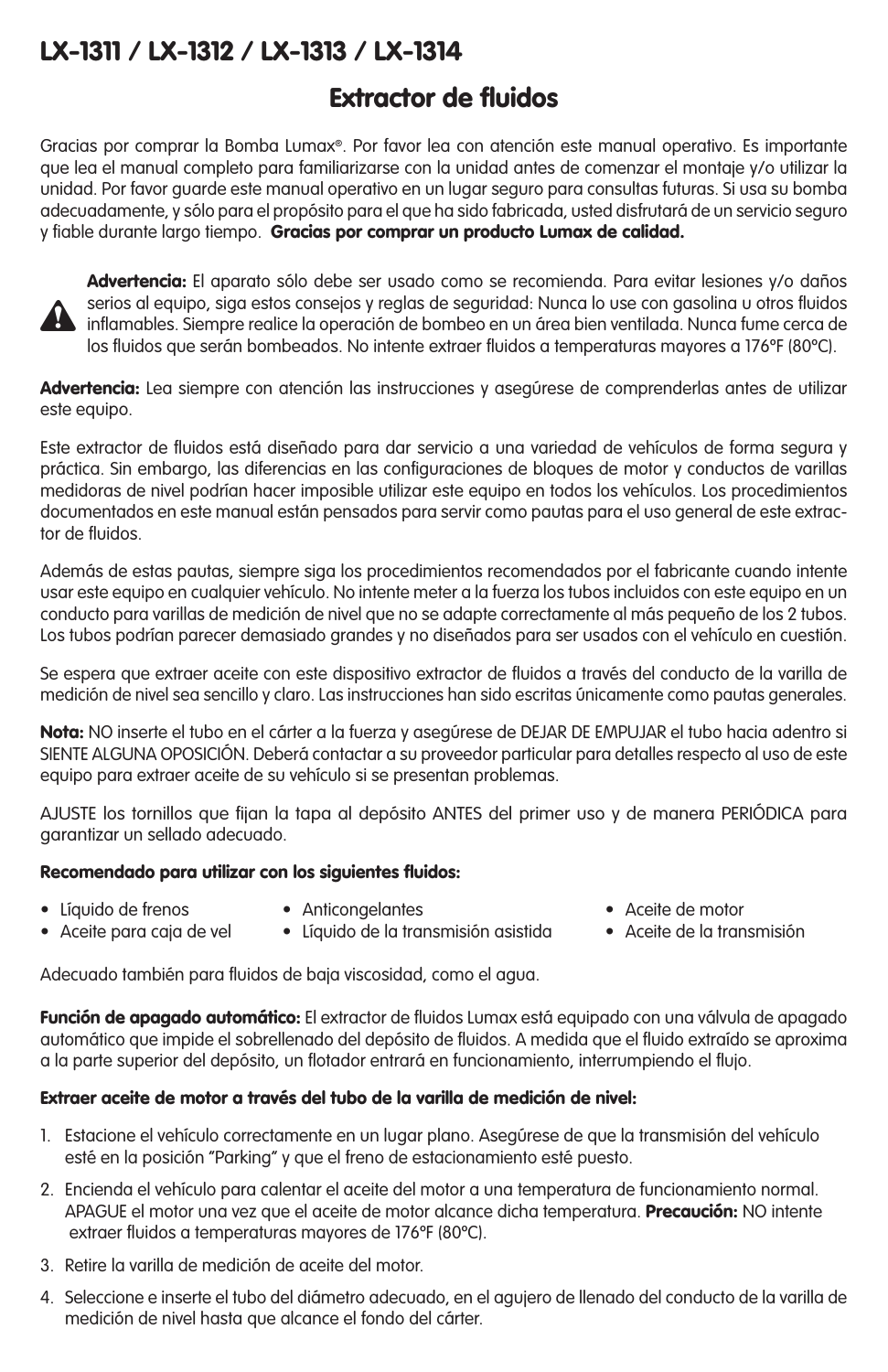# LX-1311 / LX-1312 / LX-1313 / LX-1314

## Extractor de fluidos

Gracias por comprar la Bomba Lumax®. Por favor lea con atención este manual operativo. Es importante que lea el manual completo para familiarizarse con la unidad antes de comenzar el montaje y/o utilizar la unidad. Por favor guarde este manual operativo en un lugar seguro para consultas futuras. Si usa su bomba adecuadamente, y sólo para el propósito para el que ha sido fabricada, usted disfrutará de un servicio seguro y fiable durante largo tiempo. **Gracias por comprar un producto Lumax de calidad.**

**Advertencia:** El aparato sólo debe ser usado como se recomienda. Para evitar lesiones y/o daños serios al equipo, siga estos consejos y reglas de seguridad: Nunca lo use con gasolina u otros fluidos inflamables. Siempre realice la operación de bombeo en un área bien ventilada. Nunca fume cerca de los fluidos que serán bombeados. No intente extraer fluidos a temperaturas mayores a 176°F (80°C).

**Advertencia:** Lea siempre con atención las instrucciones y asegúrese de comprenderlas antes de utilizar este equipo.

Este extractor de fluidos está diseñado para dar servicio a una variedad de vehículos de forma segura y práctica. Sin embargo, las diferencias en las configuraciones de bloques de motor y conductos de varillas medidoras de nivel podrían hacer imposible utilizar este equipo en todos los vehículos. Los procedimientos documentados en este manual están pensados para servir como pautas para el uso general de este extractor de fluidos.

Además de estas pautas, siempre siga los procedimientos recomendados por el fabricante cuando intente usar este equipo en cualquier vehículo. No intente meter a la fuerza los tubos incluidos con este equipo en un conducto para varillas de medición de nivel que no se adapte correctamente al más pequeño de los 2 tubos. Los tubos podrían parecer demasiado grandes y no diseñados para ser usados con el vehículo en cuestión.

Se espera que extraer aceite con este dispositivo extractor de fluidos a través del conducto de la varilla de medición de nivel sea sencillo y claro. Las instrucciones han sido escritas únicamente como pautas generales.

**Nota:** NO inserte el tubo en el cárter a la fuerza y asegúrese de DEJAR DE EMPUJAR el tubo hacia adentro si SIENTE ALGUNA OPOSICIÓN. Deberá contactar a su proveedor particular para detalles respecto al uso de este equipo para extraer aceite de su vehículo si se presentan problemas.

AJUSTE los tornillos que fijan la tapa al depósito ANTES del primer uso y de manera PERIÓDICA para garantizar un sellado adecuado.

**Recomendado para utilizar con los siguientes fluidos:**

- Líquido de frenos
- Aceite para caja de vel
- Anticongelantes
- Líquido de la transmisión asistida
- Aceite de motor
- Aceite de la transmisión

Adecuado también para fluidos de baja viscosidad, como el agua.

**Función de apagado automático:** El extractor de fluidos Lumax está equipado con una válvula de apagado automático que impide el sobrellenado del depósito de fluidos. A medida que el fluido extraído se aproxima a la parte superior del depósito, un flotador entrará en funcionamiento, interrumpiendo el flujo.

**Extraer aceite de motor a través del tubo de la varilla de medición de nivel:**

1. Estacione el vehículo correctamente en un lugar plano. Asegúrese de que la transmisión del vehículo esté en la posición "Parking" y que el freno de estacionamiento esté puesto.
2. Encienda el vehículo para calentar el aceite del motor a una temperatura de funcionamiento normal. APAGUE el motor una vez que el aceite de motor alcance dicha temperatura. **Precaución:** NO intente extraer fluidos a temperaturas mayores de 176°F (80°C).
3. Retire la varilla de medición de aceite del motor.
4. Seleccione e inserte el tubo del diámetro adecuado, en el agujero de llenado del conducto de la varilla de medición de nivel hasta que alcance el fondo del cárter.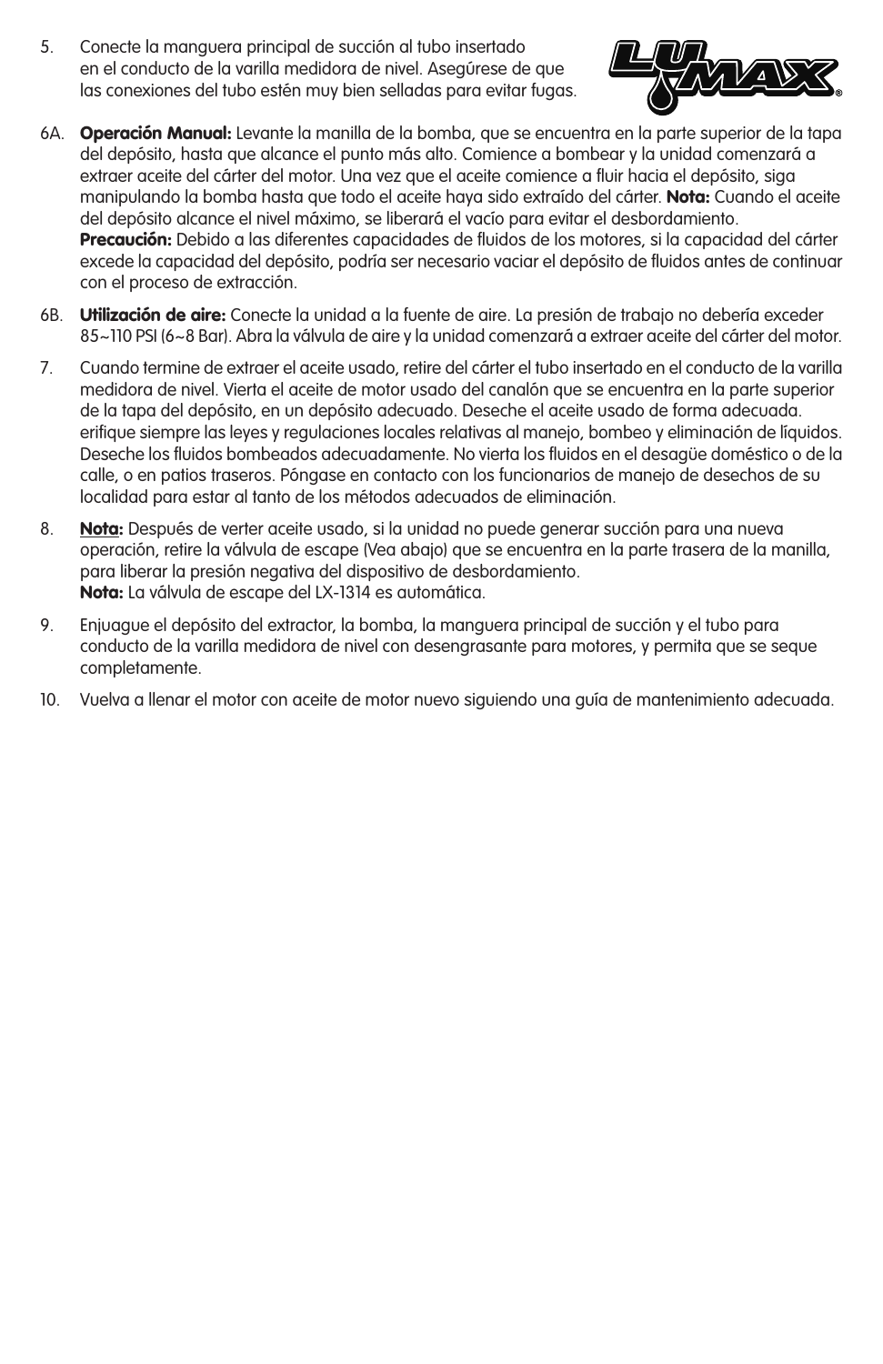5. Conecte la manguera principal de succión al tubo insertado en el conducto de la varilla medidora de nivel. Asegúrese de que las conexiones del tubo estén muy bien selladas para evitar fugas.

6A. **Operación Manual:** Levante la manilla de la bomba, que se encuentra en la parte superior de la tapa del depósito, hasta que alcance el punto más alto. Comience a bombear y la unidad comenzará a extraer aceite del cárter del motor. Una vez que el aceite comience a fluir hacia el depósito, siga manipulando la bomba hasta que todo el aceite haya sido extraído del cárter. **Nota:** Cuando el aceite del depósito alcance el nivel máximo, se liberará el vacío para evitar el desbordamiento. **Precaución:** Debido a las diferentes capacidades de fluidos de los motores, si la capacidad del cárter excede la capacidad del depósito, podría ser necesario vaciar el depósito de fluidos antes de continuar con el proceso de extracción.

6B. **Utilización de aire:** Conecte la unidad a la fuente de aire. La presión de trabajo no debería exceder 85~110 PSI (6~8 Bar). Abra la válvula de aire y la unidad comenzará a extraer aceite del cárter del motor.

7. Cuando termine de extraer el aceite usado, retire del cárter el tubo insertado en el conducto de la varilla medidora de nivel. Vierta el aceite de motor usado del canalón que se encuentra en la parte superior de la tapa del depósito, en un depósito adecuado. Deseche el aceite usado de forma adecuada. erifique siempre las leyes y regulaciones locales relativas al manejo, bombeo y eliminación de líquidos. Deseche los fluidos bombeados adecuadamente. No vierta los fluidos en el desagüe doméstico o de la calle, o en patios traseros. Póngase en contacto con los funcionarios de manejo de desechos de su localidad para estar al tanto de los métodos adecuados de eliminación.

8. **Nota:** Después de verter aceite usado, si la unidad no puede generar succión para una nueva operación, retire la válvula de escape (Vea abajo) que se encuentra en la parte trasera de la manilla, para liberar la presión negativa del dispositivo de desbordamiento.
**Nota:** La válvula de escape del LX-1314 es automática.

9. Enjuague el depósito del extractor, la bomba, la manguera principal de succión y el tubo para conducto de la varilla medidora de nivel con desengrasante para motores, y permita que se seque completamente.

10. Vuelva a llenar el motor con aceite de motor nuevo siguiendo una guía de mantenimiento adecuada.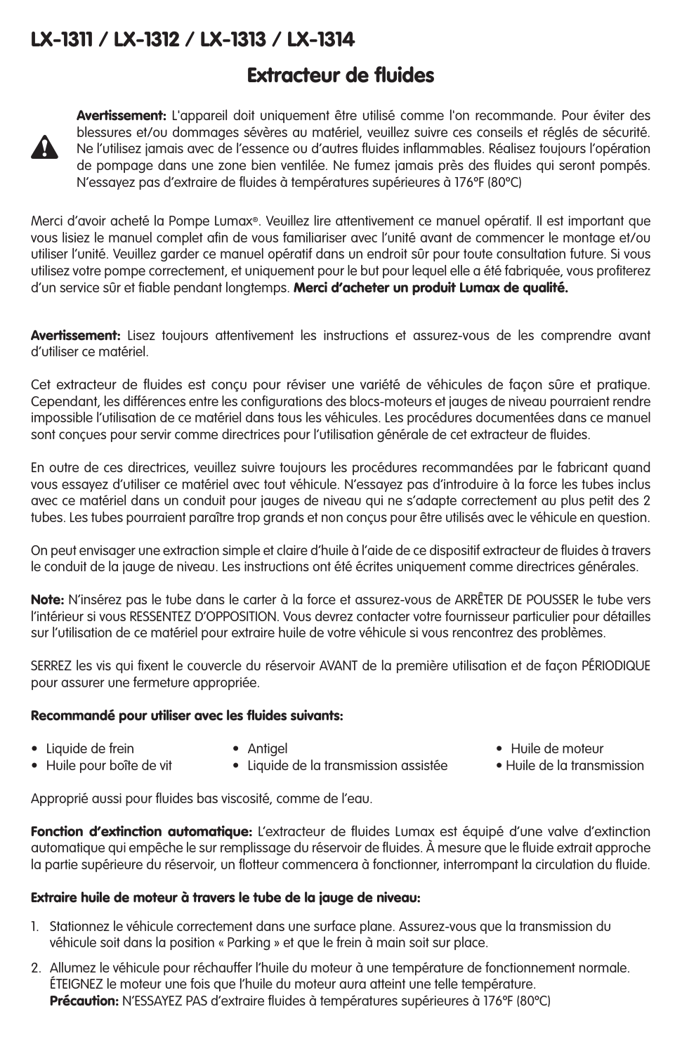# LX-1311 / LX-1312 / LX-1313 / LX-1314

## Extracteur de fluides

**Avertissement:** L'appareil doit uniquement être utilisé comme l'on recommande. Pour éviter des blessures et/ou dommages sévères au matériel, veuillez suivre ces conseils et réglés de sécurité. Ne l'utilisez jamais avec de l'essence ou d'autres fluides inflammables. Réalisez toujours l'opération de pompage dans une zone bien ventilée. Ne fumez jamais près des fluides qui seront pompés. N'essayez pas d'extraire de fluides à températures supérieures à 176°F (80°C)

Merci d'avoir acheté la Pompe Lumax®. Veuillez lire attentivement ce manuel opératif. Il est important que vous lisiez le manuel complet afin de vous familiariser avec l'unité avant de commencer le montage et/ou utiliser l'unité. Veuillez garder ce manuel opératif dans un endroit sûr pour toute consultation future. Si vous utilisez votre pompe correctement, et uniquement pour le but pour lequel elle a été fabriquée, vous profiterez d'un service sûr et fiable pendant longtemps. **Merci d'acheter un produit Lumax de qualité.**

**Avertissement:** Lisez toujours attentivement les instructions et assurez-vous de les comprendre avant d'utiliser ce matériel.

Cet extracteur de fluides est conçu pour réviser une variété de véhicules de façon sûre et pratique. Cependant, les différences entre les configurations des blocs-moteurs et jauges de niveau pourraient rendre impossible l'utilisation de ce matériel dans tous les véhicules. Les procédures documentées dans ce manuel sont conçues pour servir comme directrices pour l'utilisation générale de cet extracteur de fluides.

En outre de ces directrices, veuillez suivre toujours les procédures recommandées par le fabricant quand vous essayez d'utiliser ce matériel avec tout véhicule. N'essayez pas d'introduire à la force les tubes inclus avec ce matériel dans un conduit pour jauges de niveau qui ne s'adapte correctement au plus petit des 2 tubes. Les tubes pourraient paraître trop grands et non conçus pour être utilisés avec le véhicule en question.

On peut envisager une extraction simple et claire d'huile à l'aide de ce dispositif extracteur de fluides à travers le conduit de la jauge de niveau. Les instructions ont été écrites uniquement comme directrices générales.

**Note:** N'insérez pas le tube dans le carter à la force et assurez-vous de ARRÊTER DE POUSSER le tube vers l'intérieur si vous RESSENTEZ D'OPPOSITION. Vous devrez contacter votre fournisseur particulier pour détailles sur l'utilisation de ce matériel pour extraire huile de votre véhicule si vous rencontrez des problèmes.

SERREZ les vis qui fixent le couvercle du réservoir AVANT de la première utilisation et de façon PÉRIODIQUE pour assurer une fermeture appropriée.

**Recommandé pour utiliser avec les fluides suivants:**

- Liquide de frein
- Huile pour boîte de vit
- Antigel
- Liquide de la transmission assistée
- Huile de moteur
- Huile de la transmission

Approprié aussi pour fluides bas viscosité, comme de l'eau.

**Fonction d'extinction automatique:** L'extracteur de fluides Lumax est équipé d'une valve d'extinction automatique qui empêche le sur remplissage du réservoir de fluides. À mesure que le fluide extrait approche la partie supérieure du réservoir, un flotteur commencera à fonctionner, interrompant la circulation du fluide.

**Extraire huile de moteur à travers le tube de la jauge de niveau:**

1. Stationnez le véhicule correctement dans une surface plane. Assurez-vous que la transmission du véhicule soit dans la position « Parking » et que le frein à main soit sur place.
2. Allumez le véhicule pour réchauffer l'huile du moteur à une température de fonctionnement normale. ÉTEIGNEZ le moteur une fois que l'huile du moteur aura atteint une telle température.
   **Précaution:** N'ESSAYEZ PAS d'extraire fluides à températures supérieures à 176°F (80°C)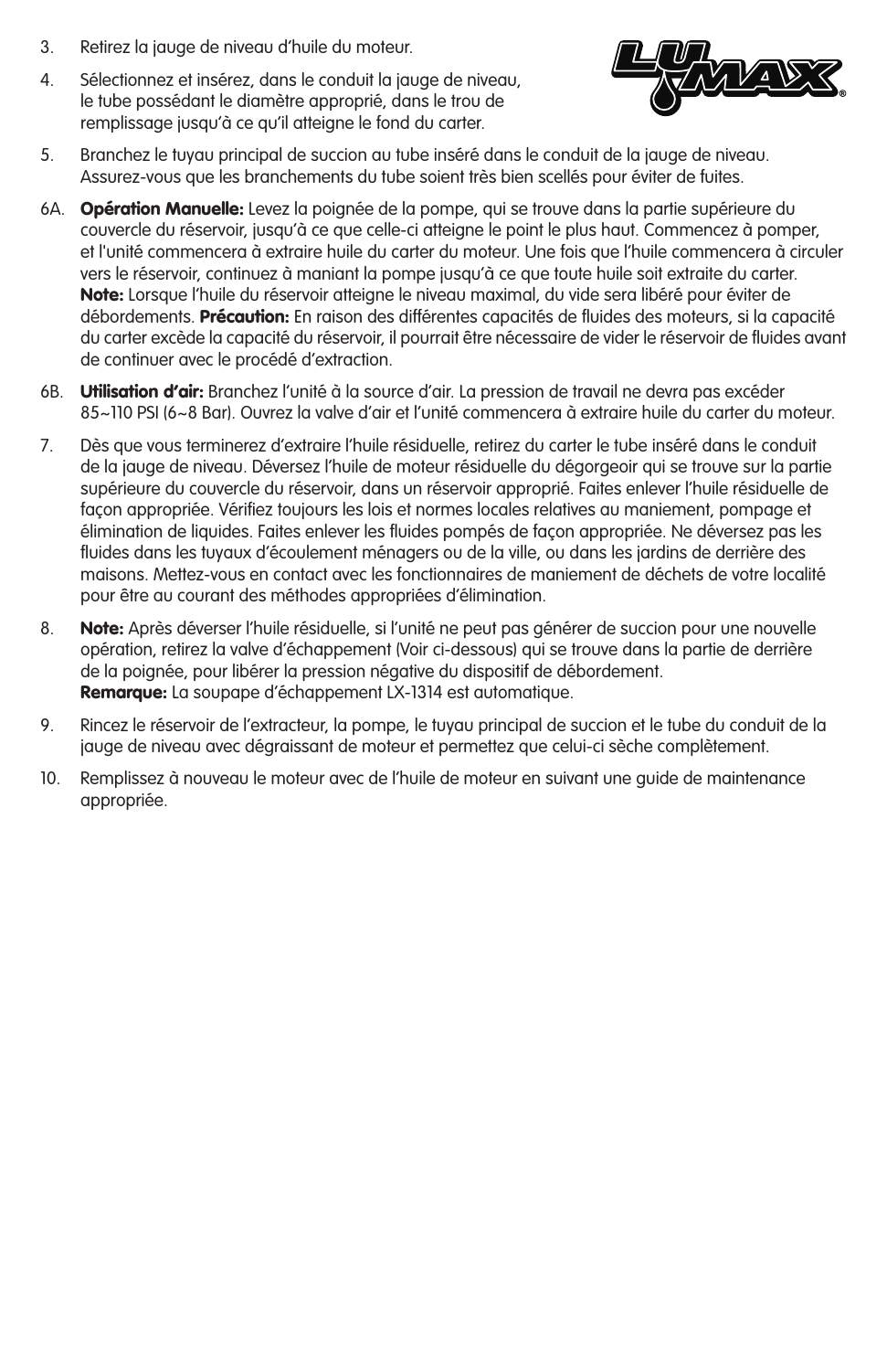3. Retirez la jauge de niveau d'huile du moteur.

4. Sélectionnez et insérez, dans le conduit la jauge de niveau, le tube possédant le diamètre approprié, dans le trou de remplissage jusqu'à ce qu'il atteigne le fond du carter.

5. Branchez le tuyau principal de succion au tube inséré dans le conduit de la jauge de niveau. Assurez-vous que les branchements du tube soient très bien scellés pour éviter de fuites.

6A. **Opération Manuelle:** Levez la poignée de la pompe, qui se trouve dans la partie supérieure du couvercle du réservoir, jusqu'à ce que celle-ci atteigne le point le plus haut. Commencez à pomper, et l'unité commencera à extraire huile du carter du moteur. Une fois que l'huile commencera à circuler vers le réservoir, continuez à maniant la pompe jusqu'à ce que toute huile soit extraite du carter. **Note:** Lorsque l'huile du réservoir atteigne le niveau maximal, du vide sera libéré pour éviter de débordements. **Précaution:** En raison des différentes capacités de fluides des moteurs, si la capacité du carter excède la capacité du réservoir, il pourrait être nécessaire de vider le réservoir de fluides avant de continuer avec le procédé d'extraction.

6B. **Utilisation d'air:** Branchez l'unité à la source d'air. La pression de travail ne devra pas excéder 85~110 PSI (6~8 Bar). Ouvrez la valve d'air et l'unité commencera à extraire huile du carter du moteur.

7. Dès que vous terminerez d'extraire l'huile résiduelle, retirez du carter le tube inséré dans le conduit de la jauge de niveau. Déversez l'huile de moteur résiduelle du dégorgeoir qui se trouve sur la partie supérieure du couvercle du réservoir, dans un réservoir approprié. Faites enlever l'huile résiduelle de façon appropriée. Vérifiez toujours les lois et normes locales relatives au maniement, pompage et élimination de liquides. Faites enlever les fluides pompés de façon appropriée. Ne déversez pas les fluides dans les tuyaux d'écoulement ménagers ou de la ville, ou dans les jardins de derrière des maisons. Mettez-vous en contact avec les fonctionnaires de maniement de déchets de votre localité pour être au courant des méthodes appropriées d'élimination.

8. **Note:** Après déverser l'huile résiduelle, si l'unité ne peut pas générer de succion pour une nouvelle opération, retirez la valve d'échappement (Voir ci-dessous) qui se trouve dans la partie de derrière de la poignée, pour libérer la pression négative du dispositif de débordement.
**Remarque:** La soupape d'échappement LX-1314 est automatique.

9. Rincez le réservoir de l'extracteur, la pompe, le tuyau principal de succion et le tube du conduit de la jauge de niveau avec dégraissant de moteur et permettez que celui-ci sèche complètement.

10. Remplissez à nouveau le moteur avec de l'huile de moteur en suivant une guide de maintenance appropriée.